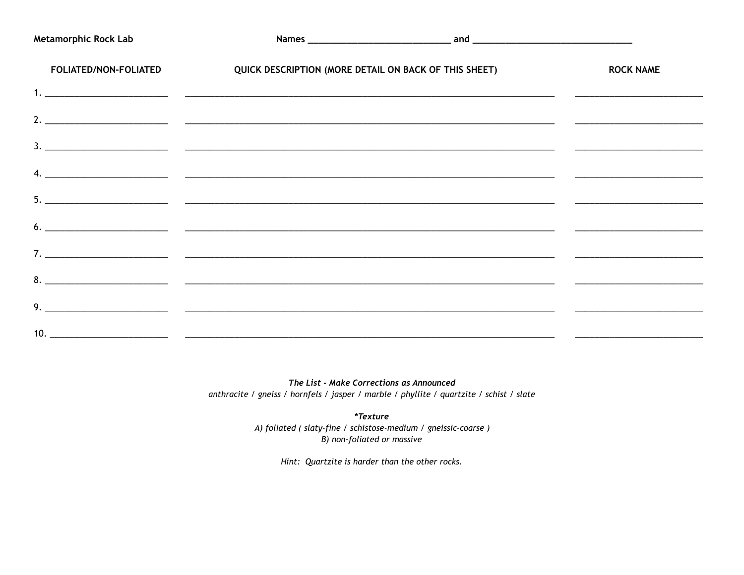**Metamorphic Rock Lab** **Names** ______________________________ **and** ______________________________

| FOLIATED/NON-FOLIATED | QUICK DESCRIPTION (MORE DETAIL ON BACK OF THIS SHEET) | ROCK NAME |
| --- | --- | --- |
| 1. ____________ | ____________ | ____________ |
| 2. ____________ | ____________ | ____________ |
| 3. ____________ | ____________ | ____________ |
| 4. ____________ | ____________ | ____________ |
| 5. ____________ | ____________ | ____________ |
| 6. ____________ | ____________ | ____________ |
| 7. ____________ | ____________ | ____________ |
| 8. ____________ | ____________ | ____________ |
| 9. ____________ | ____________ | ____________ |
| 10. ____________ | ____________ | ____________ |

***The List - Make Corrections as Announced***
*anthracite / gneiss / hornfels / jasper / marble / phyllite / quartzite / schist / slate*

***Texture**
*A) foliated ( slaty-fine / schistose-medium / gneissic-coarse )*
*B) non-foliated or massive*

*Hint: Quartzite is harder than the other rocks.*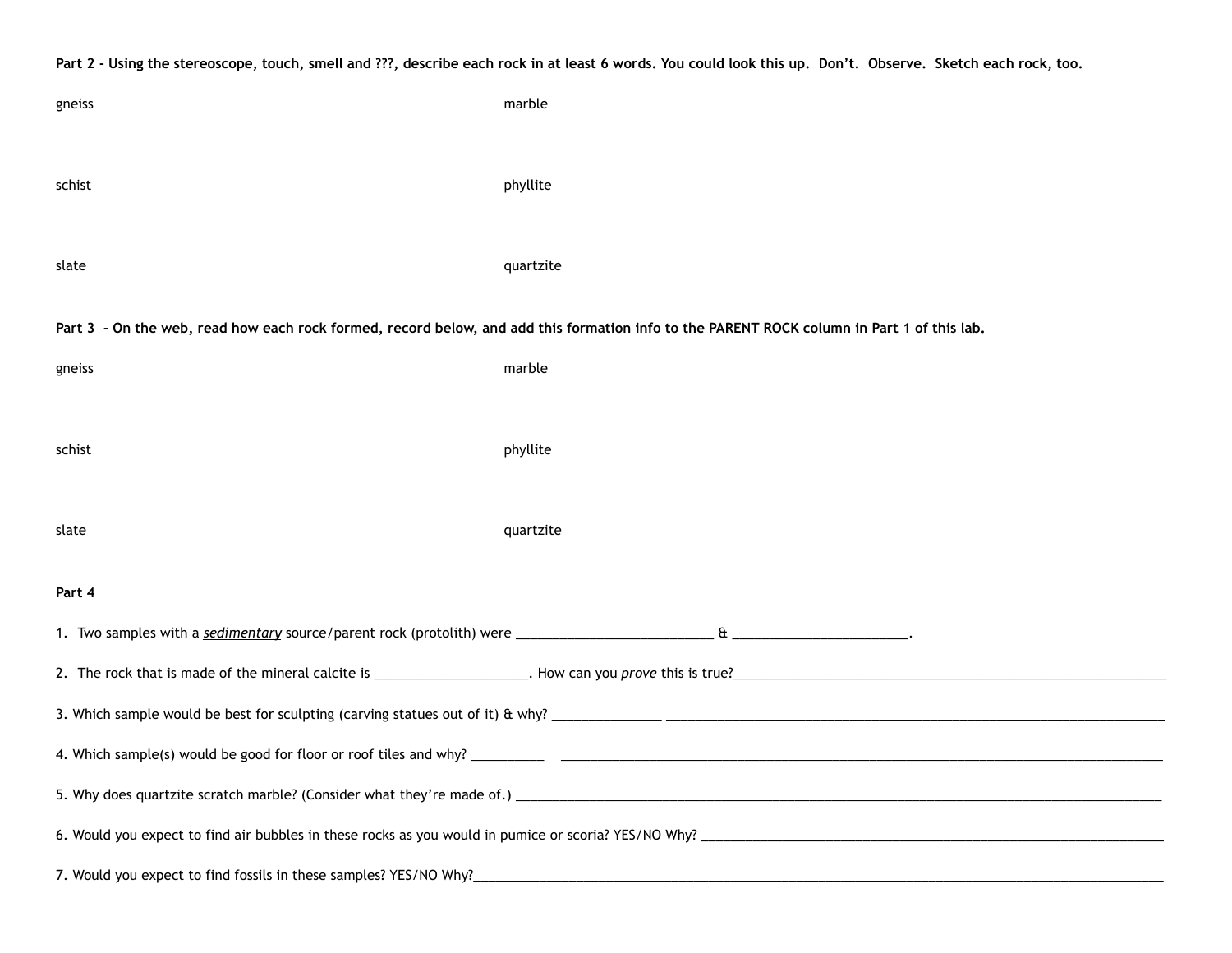**Part 2 - Using the stereoscope, touch, smell and ???, describe each rock in at least 6 words. You could look this up. Don't. Observe. Sketch each rock, too.**

gneiss

marble

schist

phyllite

slate

quartzite

**Part 3 - On the web, read how each rock formed, record below, and add this formation info to the PARENT ROCK column in Part 1 of this lab.**

gneiss

marble

schist

phyllite

slate

quartzite

**Part 4**

1. Two samples with a ***sedimentary*** source/parent rock (protolith) were ____________________________ & _________________________.

2. The rock that is made of the mineral calcite is ______________________. How can you *prove* this is true?_________________________________________________________________

3. Which sample would be best for sculpting (carving statues out of it) & why? _______________ _________________________________________________________________________

4. Which sample(s) would be good for floor or roof tiles and why? __________ _____________________________________________________________________________________

5. Why does quartzite scratch marble? (Consider what they're made of.) _____________________________________________________________________________________________

6. Would you expect to find air bubbles in these rocks as you would in pumice or scoria? YES/NO Why? _________________________________________________________________

7. Would you expect to find fossils in these samples? YES/NO Why?_________________________________________________________________________________________________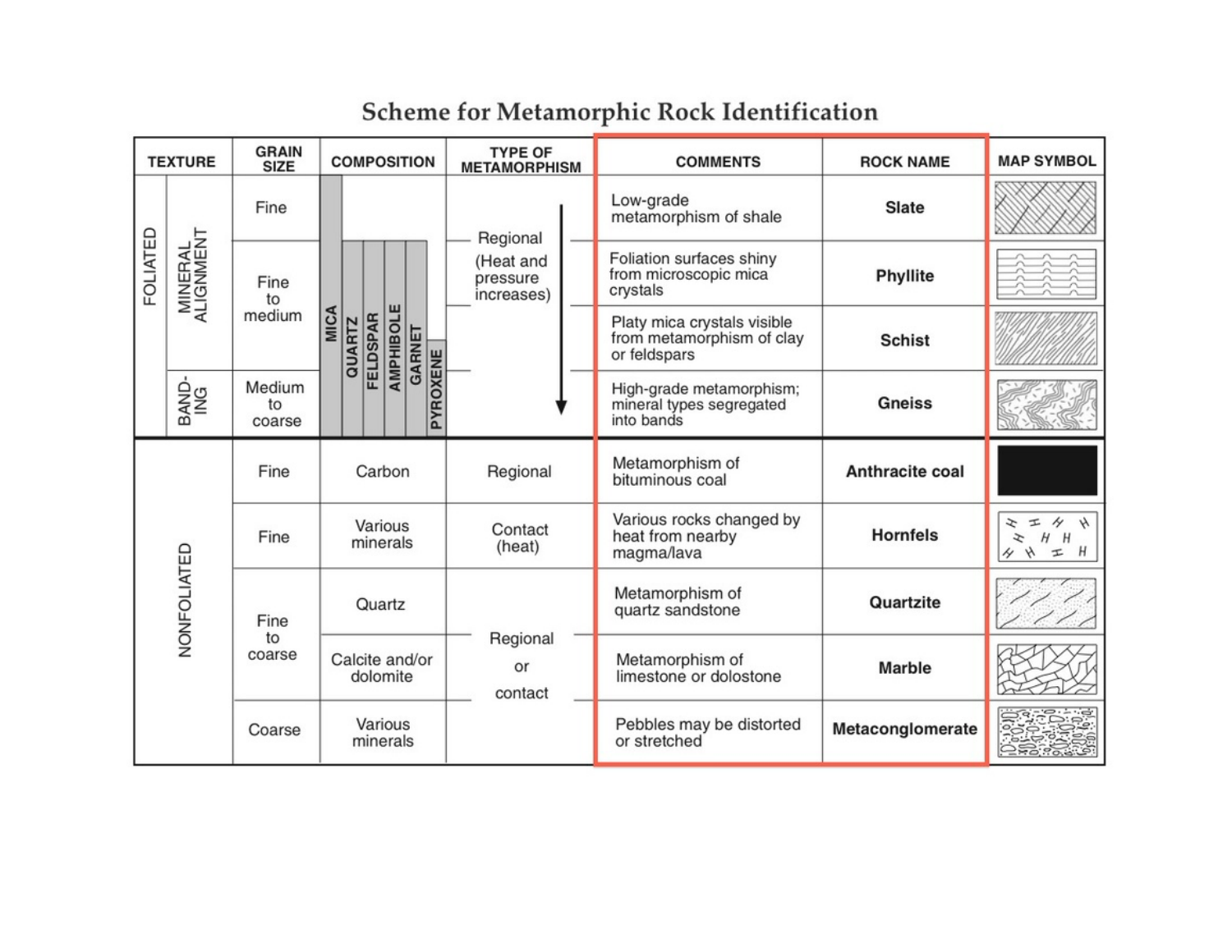# Scheme for Metamorphic Rock Identification

| TEXTURE | | GRAIN SIZE | COMPOSITION | TYPE OF METAMORPHISM | COMMENTS | ROCK NAME | MAP SYMBOL |
|---|---|---|---|---|---|---|---|
| FOLIATED | MINERAL ALIGNMENT | Fine | MICA | Regional (Heat and pressure increases) | Low-grade metamorphism of shale | **Slate** | |
| FOLIATED | MINERAL ALIGNMENT | Fine to medium | MICA, QUARTZ, FELDSPAR, AMPHIBOLE, GARNET | Regional (Heat and pressure increases) | Foliation surfaces shiny from microscopic mica crystals | **Phyllite** | |
| FOLIATED | MINERAL ALIGNMENT | Fine to medium | MICA, QUARTZ, FELDSPAR, AMPHIBOLE, GARNET, PYROXENE | Regional (Heat and pressure increases) | Platy mica crystals visible from metamorphism of clay or feldspars | **Schist** | |
| FOLIATED | BANDING | Medium to coarse | MICA, QUARTZ, FELDSPAR, AMPHIBOLE, GARNET, PYROXENE | Regional (Heat and pressure increases) | High-grade metamorphism; mineral types segregated into bands | **Gneiss** | |
| NONFOLIATED | | Fine | Carbon | Regional | Metamorphism of bituminous coal | **Anthracite coal** | |
| NONFOLIATED | | Fine | Various minerals | Contact (heat) | Various rocks changed by heat from nearby magma/lava | **Hornfels** | |
| NONFOLIATED | | Fine to coarse | Quartz | Regional or contact | Metamorphism of quartz sandstone | **Quartzite** | |
| NONFOLIATED | | Fine to coarse | Calcite and/or dolomite | Regional or contact | Metamorphism of limestone or dolostone | **Marble** | |
| NONFOLIATED | | Coarse | Various minerals | Regional or contact | Pebbles may be distorted or stretched | **Metaconglomerate** | |